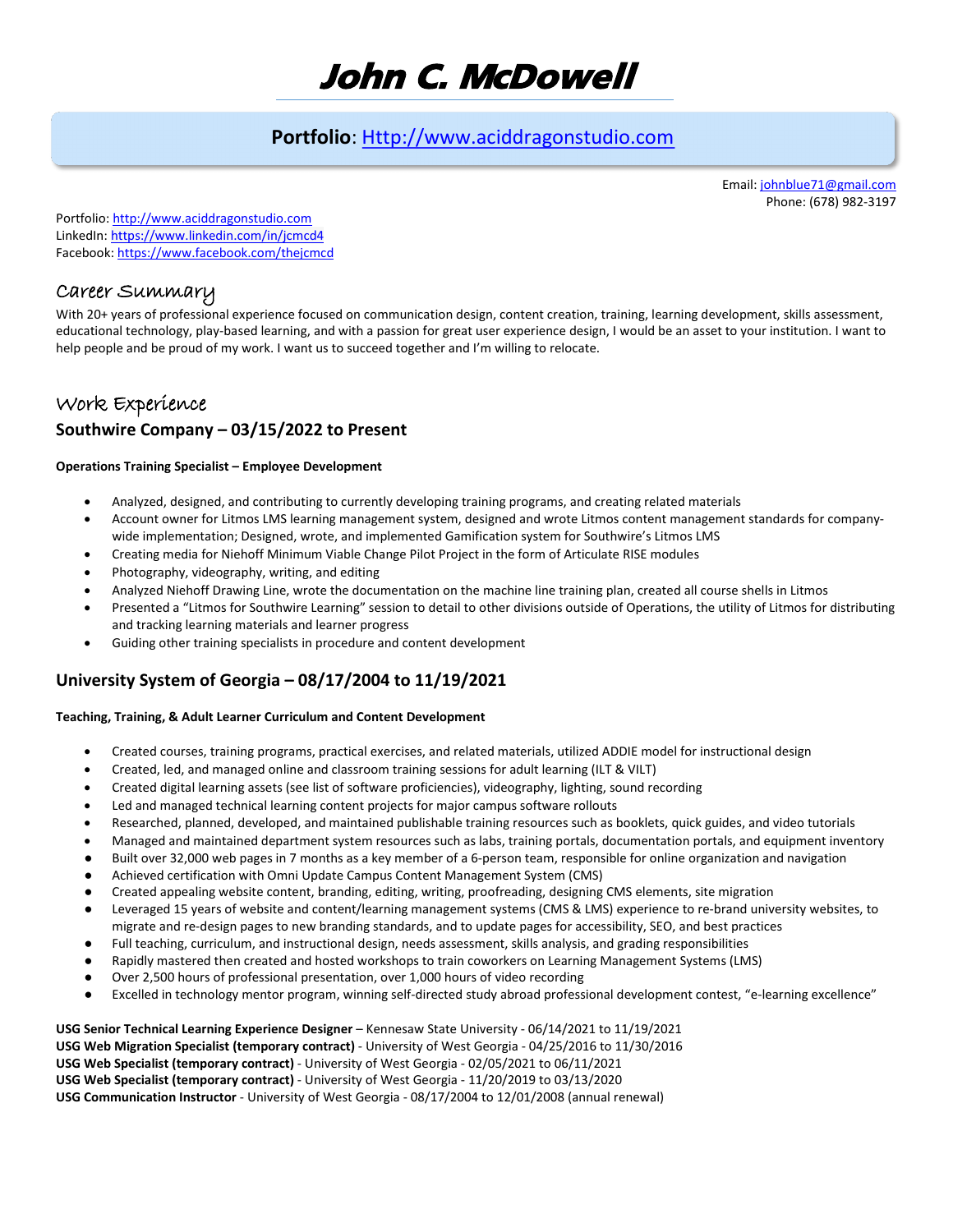# John C. McDowell

**Portfolio**: [Http://www.aciddragonstudio.com](Http://www.aciddragonstudio.com)

Email: [johnblue71@gmail.com](mailto:johnblue71@gmail.com)
Phone: (678) 982-3197

Portfolio: [http://www.aciddragonstudio.com](http://www.aciddragonstudio.com)
LinkedIn: [https://www.linkedin.com/in/jcmcd4](https://www.linkedin.com/in/jcmcd4)
Facebook: [https://www.facebook.com/thejcmcd](https://www.facebook.com/thejcmcd)

## Career Summary

With 20+ years of professional experience focused on communication design, content creation, training, learning development, skills assessment, educational technology, play-based learning, and with a passion for great user experience design, I would be an asset to your institution. I want to help people and be proud of my work. I want us to succeed together and I'm willing to relocate.

## Work Experience

### Southwire Company – 03/15/2022 to Present

**Operations Training Specialist – Employee Development**

- Analyzed, designed, and contributing to currently developing training programs, and creating related materials
- Account owner for Litmos LMS learning management system, designed and wrote Litmos content management standards for company-wide implementation; Designed, wrote, and implemented Gamification system for Southwire's Litmos LMS
- Creating media for Niehoff Minimum Viable Change Pilot Project in the form of Articulate RISE modules
- Photography, videography, writing, and editing
- Analyzed Niehoff Drawing Line, wrote the documentation on the machine line training plan, created all course shells in Litmos
- Presented a "Litmos for Southwire Learning" session to detail to other divisions outside of Operations, the utility of Litmos for distributing and tracking learning materials and learner progress
- Guiding other training specialists in procedure and content development

### University System of Georgia – 08/17/2004 to 11/19/2021

**Teaching, Training, & Adult Learner Curriculum and Content Development**

- Created courses, training programs, practical exercises, and related materials, utilized ADDIE model for instructional design
- Created, led, and managed online and classroom training sessions for adult learning (ILT & VILT)
- Created digital learning assets (see list of software proficiencies), videography, lighting, sound recording
- Led and managed technical learning content projects for major campus software rollouts
- Researched, planned, developed, and maintained publishable training resources such as booklets, quick guides, and video tutorials
- Managed and maintained department system resources such as labs, training portals, documentation portals, and equipment inventory
- Built over 32,000 web pages in 7 months as a key member of a 6-person team, responsible for online organization and navigation
- Achieved certification with Omni Update Campus Content Management System (CMS)
- Created appealing website content, branding, editing, writing, proofreading, designing CMS elements, site migration
- Leveraged 15 years of website and content/learning management systems (CMS & LMS) experience to re-brand university websites, to migrate and re-design pages to new branding standards, and to update pages for accessibility, SEO, and best practices
- Full teaching, curriculum, and instructional design, needs assessment, skills analysis, and grading responsibilities
- Rapidly mastered then created and hosted workshops to train coworkers on Learning Management Systems (LMS)
- Over 2,500 hours of professional presentation, over 1,000 hours of video recording
- Excelled in technology mentor program, winning self-directed study abroad professional development contest, "e-learning excellence"

**USG Senior Technical Learning Experience Designer** – Kennesaw State University - 06/14/2021 to 11/19/2021
**USG Web Migration Specialist (temporary contract)** - University of West Georgia - 04/25/2016 to 11/30/2016
**USG Web Specialist (temporary contract)** - University of West Georgia - 02/05/2021 to 06/11/2021
**USG Web Specialist (temporary contract)** - University of West Georgia - 11/20/2019 to 03/13/2020
**USG Communication Instructor** - University of West Georgia - 08/17/2004 to 12/01/2008 (annual renewal)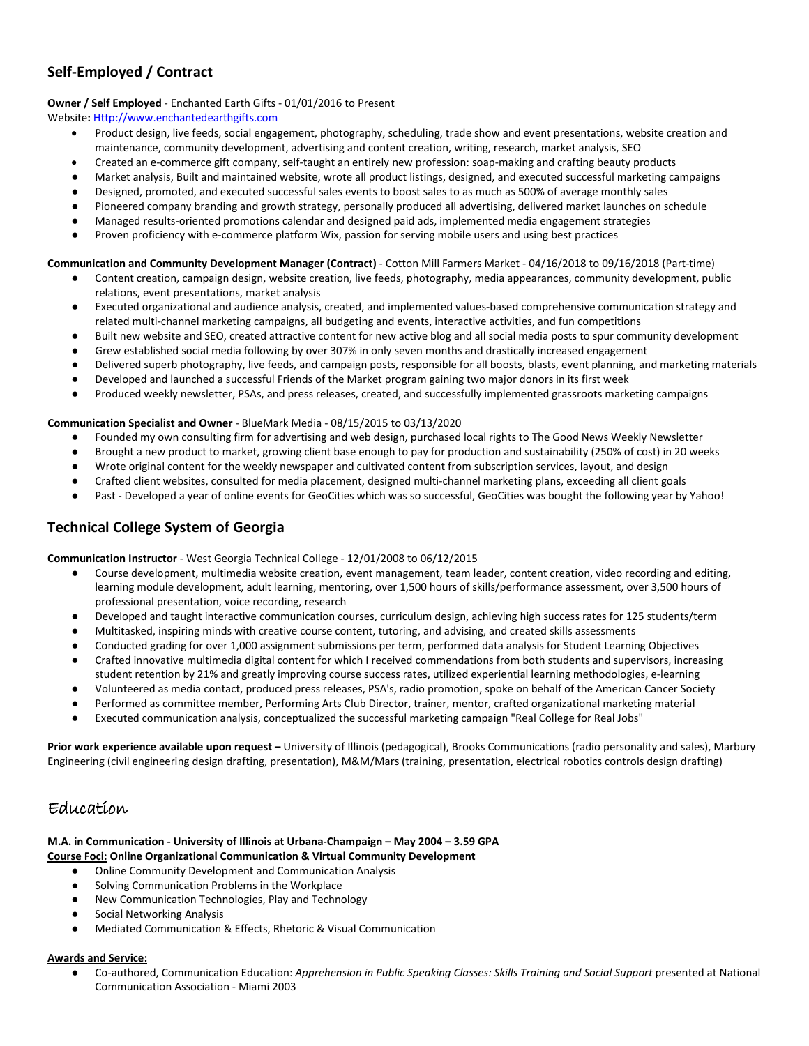## Self-Employed / Contract

**Owner / Self Employed** - Enchanted Earth Gifts - 01/01/2016 to Present
Website**:** [Http://www.enchantedearthgifts.com](Http://www.enchantedearthgifts.com)

- Product design, live feeds, social engagement, photography, scheduling, trade show and event presentations, website creation and maintenance, community development, advertising and content creation, writing, research, market analysis, SEO
- Created an e-commerce gift company, self-taught an entirely new profession: soap-making and crafting beauty products
- Market analysis, Built and maintained website, wrote all product listings, designed, and executed successful marketing campaigns
- Designed, promoted, and executed successful sales events to boost sales to as much as 500% of average monthly sales
- Pioneered company branding and growth strategy, personally produced all advertising, delivered market launches on schedule
- Managed results-oriented promotions calendar and designed paid ads, implemented media engagement strategies
- Proven proficiency with e-commerce platform Wix, passion for serving mobile users and using best practices

**Communication and Community Development Manager (Contract)** - Cotton Mill Farmers Market - 04/16/2018 to 09/16/2018 (Part-time)

- Content creation, campaign design, website creation, live feeds, photography, media appearances, community development, public relations, event presentations, market analysis
- Executed organizational and audience analysis, created, and implemented values-based comprehensive communication strategy and related multi-channel marketing campaigns, all budgeting and events, interactive activities, and fun competitions
- Built new website and SEO, created attractive content for new active blog and all social media posts to spur community development
- Grew established social media following by over 307% in only seven months and drastically increased engagement
- Delivered superb photography, live feeds, and campaign posts, responsible for all boosts, blasts, event planning, and marketing materials
- Developed and launched a successful Friends of the Market program gaining two major donors in its first week
- Produced weekly newsletter, PSAs, and press releases, created, and successfully implemented grassroots marketing campaigns

**Communication Specialist and Owner** - BlueMark Media - 08/15/2015 to 03/13/2020

- Founded my own consulting firm for advertising and web design, purchased local rights to The Good News Weekly Newsletter
- Brought a new product to market, growing client base enough to pay for production and sustainability (250% of cost) in 20 weeks
- Wrote original content for the weekly newspaper and cultivated content from subscription services, layout, and design
- Crafted client websites, consulted for media placement, designed multi-channel marketing plans, exceeding all client goals
- Past - Developed a year of online events for GeoCities which was so successful, GeoCities was bought the following year by Yahoo!

## Technical College System of Georgia

**Communication Instructor** - West Georgia Technical College - 12/01/2008 to 06/12/2015

- Course development, multimedia website creation, event management, team leader, content creation, video recording and editing, learning module development, adult learning, mentoring, over 1,500 hours of skills/performance assessment, over 3,500 hours of professional presentation, voice recording, research
- Developed and taught interactive communication courses, curriculum design, achieving high success rates for 125 students/term
- Multitasked, inspiring minds with creative course content, tutoring, and advising, and created skills assessments
- Conducted grading for over 1,000 assignment submissions per term, performed data analysis for Student Learning Objectives
- Crafted innovative multimedia digital content for which I received commendations from both students and supervisors, increasing student retention by 21% and greatly improving course success rates, utilized experiential learning methodologies, e-learning
- Volunteered as media contact, produced press releases, PSA's, radio promotion, spoke on behalf of the American Cancer Society
- Performed as committee member, Performing Arts Club Director, trainer, mentor, crafted organizational marketing material
- Executed communication analysis, conceptualized the successful marketing campaign "Real College for Real Jobs"

**Prior work experience available upon request –** University of Illinois (pedagogical), Brooks Communications (radio personality and sales), Marbury Engineering (civil engineering design drafting, presentation), M&M/Mars (training, presentation, electrical robotics controls design drafting)

## Education

**M.A. in Communication - University of Illinois at Urbana-Champaign – May 2004 – 3.59 GPA**
**Course Foci: Online Organizational Communication & Virtual Community Development**

- Online Community Development and Communication Analysis
- Solving Communication Problems in the Workplace
- New Communication Technologies, Play and Technology
- Social Networking Analysis
- Mediated Communication & Effects, Rhetoric & Visual Communication

**Awards and Service:**

- Co-authored, Communication Education: *Apprehension in Public Speaking Classes: Skills Training and Social Support* presented at National Communication Association - Miami 2003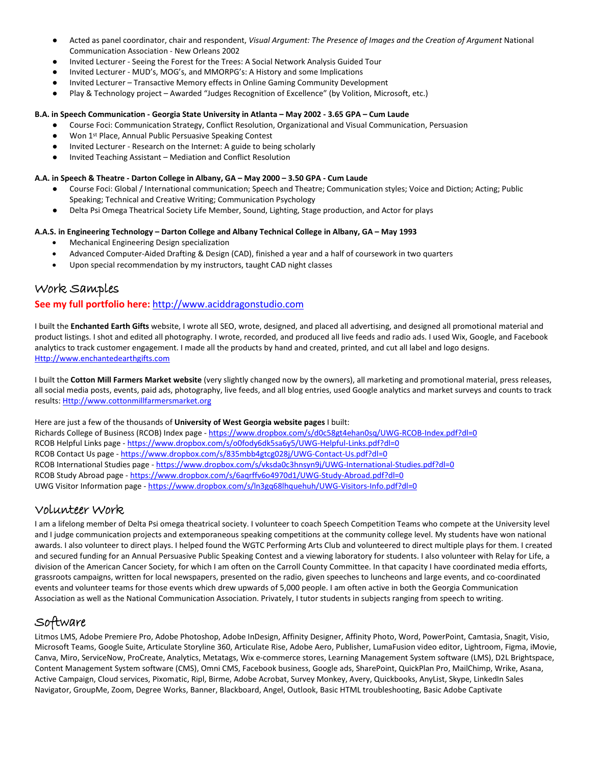- Acted as panel coordinator, chair and respondent, *Visual Argument: The Presence of Images and the Creation of Argument* National Communication Association - New Orleans 2002
- Invited Lecturer - Seeing the Forest for the Trees: A Social Network Analysis Guided Tour
- Invited Lecturer - MUD's, MOG's, and MMORPG's: A History and some Implications
- Invited Lecturer – Transactive Memory effects in Online Gaming Community Development
- Play & Technology project – Awarded "Judges Recognition of Excellence" (by Volition, Microsoft, etc.)

**B.A. in Speech Communication - Georgia State University in Atlanta – May 2002 - 3.65 GPA – Cum Laude**

- Course Foci: Communication Strategy, Conflict Resolution, Organizational and Visual Communication, Persuasion
- Won 1st Place, Annual Public Persuasive Speaking Contest
- Invited Lecturer - Research on the Internet: A guide to being scholarly
- Invited Teaching Assistant – Mediation and Conflict Resolution

**A.A. in Speech & Theatre - Darton College in Albany, GA – May 2000 – 3.50 GPA - Cum Laude**

- Course Foci: Global / International communication; Speech and Theatre; Communication styles; Voice and Diction; Acting; Public Speaking; Technical and Creative Writing; Communication Psychology
- Delta Psi Omega Theatrical Society Life Member, Sound, Lighting, Stage production, and Actor for plays

**A.A.S. in Engineering Technology – Darton College and Albany Technical College in Albany, GA – May 1993**

- Mechanical Engineering Design specialization
- Advanced Computer-Aided Drafting & Design (CAD), finished a year and a half of coursework in two quarters
- Upon special recommendation by my instructors, taught CAD night classes

## Work Samples

**See my full portfolio here:** http://www.aciddragonstudio.com

I built the **Enchanted Earth Gifts** website, I wrote all SEO, wrote, designed, and placed all advertising, and designed all promotional material and product listings. I shot and edited all photography. I wrote, recorded, and produced all live feeds and radio ads. I used Wix, Google, and Facebook analytics to track customer engagement. I made all the products by hand and created, printed, and cut all label and logo designs. Http://www.enchantedearthgifts.com

I built the **Cotton Mill Farmers Market website** (very slightly changed now by the owners), all marketing and promotional material, press releases, all social media posts, events, paid ads, photography, live feeds, and all blog entries, used Google analytics and market surveys and counts to track results: Http://www.cottonmillfarmersmarket.org

Here are just a few of the thousands of **University of West Georgia website pages** I built:
Richards College of Business (RCOB) Index page - https://www.dropbox.com/s/d0c58gt4ehan0sq/UWG-RCOB-Index.pdf?dl=0
RCOB Helpful Links page - https://www.dropbox.com/s/o0fody6dk5sa6y5/UWG-Helpful-Links.pdf?dl=0
RCOB Contact Us page - https://www.dropbox.com/s/835mbb4gtcg028j/UWG-Contact-Us.pdf?dl=0
RCOB International Studies page - https://www.dropbox.com/s/vksda0c3hnsyn9j/UWG-International-Studies.pdf?dl=0
RCOB Study Abroad page - https://www.dropbox.com/s/6aqrffv6o4970d1/UWG-Study-Abroad.pdf?dl=0
UWG Visitor Information page - https://www.dropbox.com/s/ln3gq68lhquehuh/UWG-Visitors-Info.pdf?dl=0

## Volunteer Work

I am a lifelong member of Delta Psi omega theatrical society. I volunteer to coach Speech Competition Teams who compete at the University level and I judge communication projects and extemporaneous speaking competitions at the community college level. My students have won national awards. I also volunteer to direct plays. I helped found the WGTC Performing Arts Club and volunteered to direct multiple plays for them. I created and secured funding for an Annual Persuasive Public Speaking Contest and a viewing laboratory for students. I also volunteer with Relay for Life, a division of the American Cancer Society, for which I am often on the Carroll County Committee. In that capacity I have coordinated media efforts, grassroots campaigns, written for local newspapers, presented on the radio, given speeches to luncheons and large events, and co-coordinated events and volunteer teams for those events which drew upwards of 5,000 people. I am often active in both the Georgia Communication Association as well as the National Communication Association. Privately, I tutor students in subjects ranging from speech to writing.

## Software

Litmos LMS, Adobe Premiere Pro, Adobe Photoshop, Adobe InDesign, Affinity Designer, Affinity Photo, Word, PowerPoint, Camtasia, Snagit, Visio, Microsoft Teams, Google Suite, Articulate Storyline 360, Articulate Rise, Adobe Aero, Publisher, LumaFusion video editor, Lightroom, Figma, iMovie, Canva, Miro, ServiceNow, ProCreate, Analytics, Metatags, Wix e-commerce stores, Learning Management System software (LMS), D2L Brightspace, Content Management System software (CMS), Omni CMS, Facebook business, Google ads, SharePoint, QuickPlan Pro, MailChimp, Wrike, Asana, Active Campaign, Cloud services, Pixomatic, Ripl, Birme, Adobe Acrobat, Survey Monkey, Avery, Quickbooks, AnyList, Skype, LinkedIn Sales Navigator, GroupMe, Zoom, Degree Works, Banner, Blackboard, Angel, Outlook, Basic HTML troubleshooting, Basic Adobe Captivate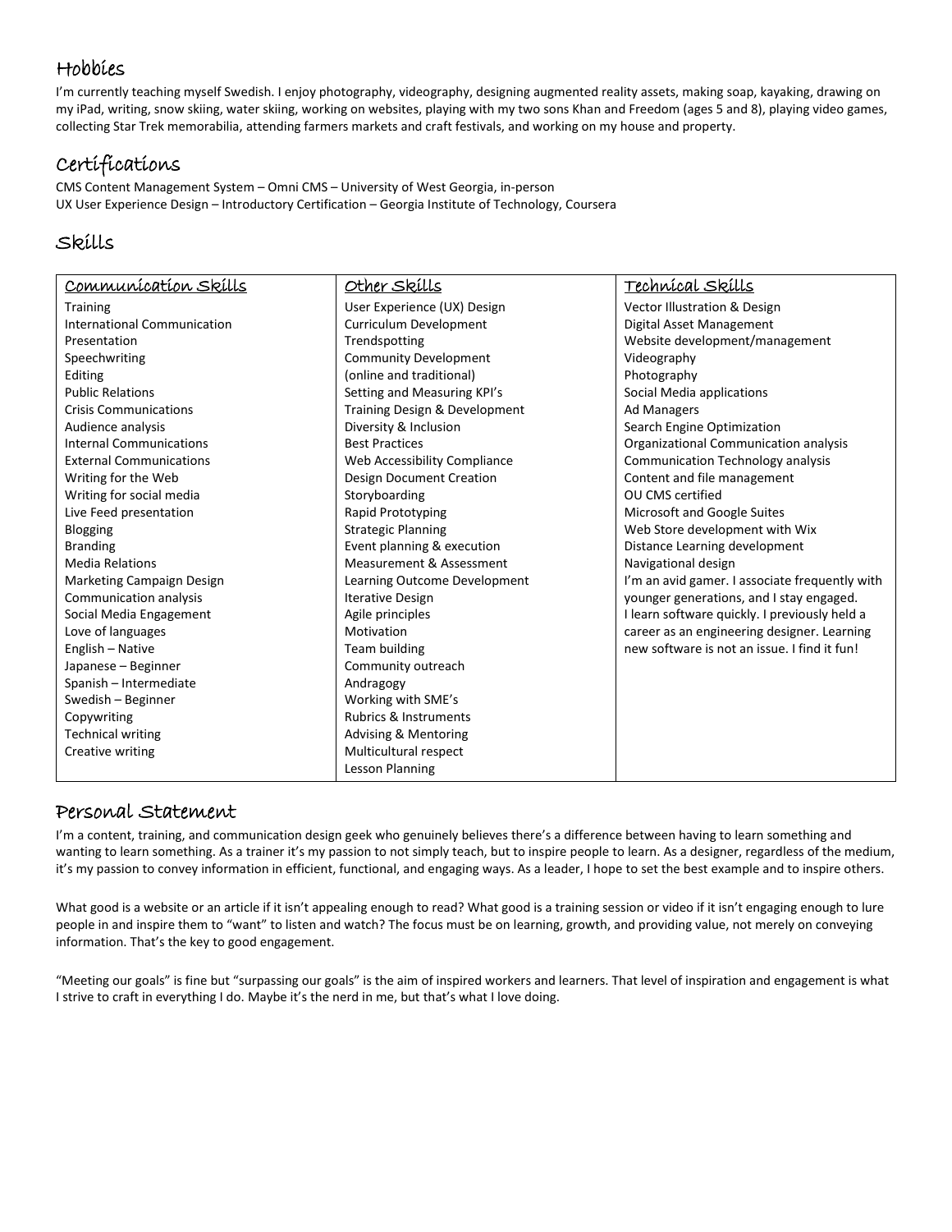## Hobbies

I'm currently teaching myself Swedish. I enjoy photography, videography, designing augmented reality assets, making soap, kayaking, drawing on my iPad, writing, snow skiing, water skiing, working on websites, playing with my two sons Khan and Freedom (ages 5 and 8), playing video games, collecting Star Trek memorabilia, attending farmers markets and craft festivals, and working on my house and property.

## Certifications

CMS Content Management System – Omni CMS – University of West Georgia, in-person
UX User Experience Design – Introductory Certification – Georgia Institute of Technology, Coursera

## Skills

| Communication Skills | Other Skills | Technical Skills |
|---|---|---|
| Training | User Experience (UX) Design | Vector Illustration & Design |
| International Communication | Curriculum Development | Digital Asset Management |
| Presentation | Trendspotting | Website development/management |
| Speechwriting | Community Development | Videography |
| Editing | (online and traditional) | Photography |
| Public Relations | Setting and Measuring KPI's | Social Media applications |
| Crisis Communications | Training Design & Development | Ad Managers |
| Audience analysis | Diversity & Inclusion | Search Engine Optimization |
| Internal Communications | Best Practices | Organizational Communication analysis |
| External Communications | Web Accessibility Compliance | Communication Technology analysis |
| Writing for the Web | Design Document Creation | Content and file management |
| Writing for social media | Storyboarding | OU CMS certified |
| Live Feed presentation | Rapid Prototyping | Microsoft and Google Suites |
| Blogging | Strategic Planning | Web Store development with Wix |
| Branding | Event planning & execution | Distance Learning development |
| Media Relations | Measurement & Assessment | Navigational design |
| Marketing Campaign Design | Learning Outcome Development | I'm an avid gamer. I associate frequently with younger generations, and I stay engaged. |
| Communication analysis | Iterative Design | I learn software quickly. I previously held a career as an engineering designer. Learning new software is not an issue. I find it fun! |
| Social Media Engagement | Agile principles | |
| Love of languages | Motivation | |
| English – Native | Team building | |
| Japanese – Beginner | Community outreach | |
| Spanish – Intermediate | Andragogy | |
| Swedish – Beginner | Working with SME's | |
| Copywriting | Rubrics & Instruments | |
| Technical writing | Advising & Mentoring | |
| Creative writing | Multicultural respect | |
| | Lesson Planning | |

## Personal Statement

I'm a content, training, and communication design geek who genuinely believes there's a difference between having to learn something and wanting to learn something. As a trainer it's my passion to not simply teach, but to inspire people to learn. As a designer, regardless of the medium, it's my passion to convey information in efficient, functional, and engaging ways. As a leader, I hope to set the best example and to inspire others.

What good is a website or an article if it isn't appealing enough to read? What good is a training session or video if it isn't engaging enough to lure people in and inspire them to "want" to listen and watch? The focus must be on learning, growth, and providing value, not merely on conveying information. That's the key to good engagement.

"Meeting our goals" is fine but "surpassing our goals" is the aim of inspired workers and learners. That level of inspiration and engagement is what I strive to craft in everything I do. Maybe it's the nerd in me, but that's what I love doing.